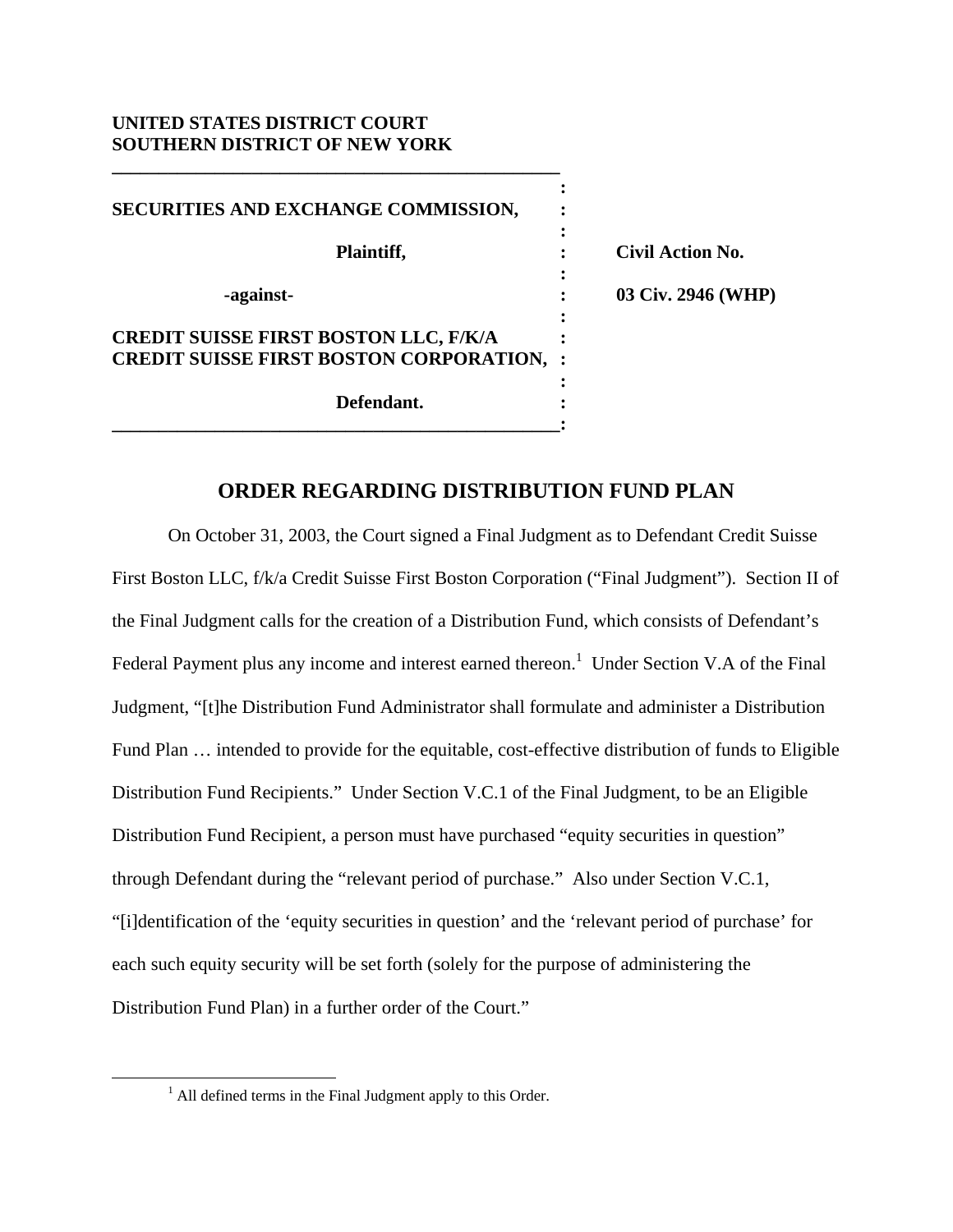**UNITED STATES DISTRICT COURT**
**SOUTHERN DISTRICT OF NEW YORK**

| | |
|---|---|
| **SECURITIES AND EXCHANGE COMMISSION,**<br><br>**Plaintiff,**<br><br>**-against-**<br><br>**CREDIT SUISSE FIRST BOSTON LLC, F/K/A CREDIT SUISSE FIRST BOSTON CORPORATION,**<br><br>**Defendant.** | **Civil Action No.**<br><br>**03 Civ. 2946 (WHP)** |

## ORDER REGARDING DISTRIBUTION FUND PLAN

On October 31, 2003, the Court signed a Final Judgment as to Defendant Credit Suisse First Boston LLC, f/k/a Credit Suisse First Boston Corporation ("Final Judgment"). Section II of the Final Judgment calls for the creation of a Distribution Fund, which consists of Defendant's Federal Payment plus any income and interest earned thereon.[1] Under Section V.A of the Final Judgment, "[t]he Distribution Fund Administrator shall formulate and administer a Distribution Fund Plan … intended to provide for the equitable, cost-effective distribution of funds to Eligible Distribution Fund Recipients." Under Section V.C.1 of the Final Judgment, to be an Eligible Distribution Fund Recipient, a person must have purchased "equity securities in question" through Defendant during the "relevant period of purchase." Also under Section V.C.1, "[i]dentification of the 'equity securities in question' and the 'relevant period of purchase' for each such equity security will be set forth (solely for the purpose of administering the Distribution Fund Plan) in a further order of the Court."

[1] All defined terms in the Final Judgment apply to this Order.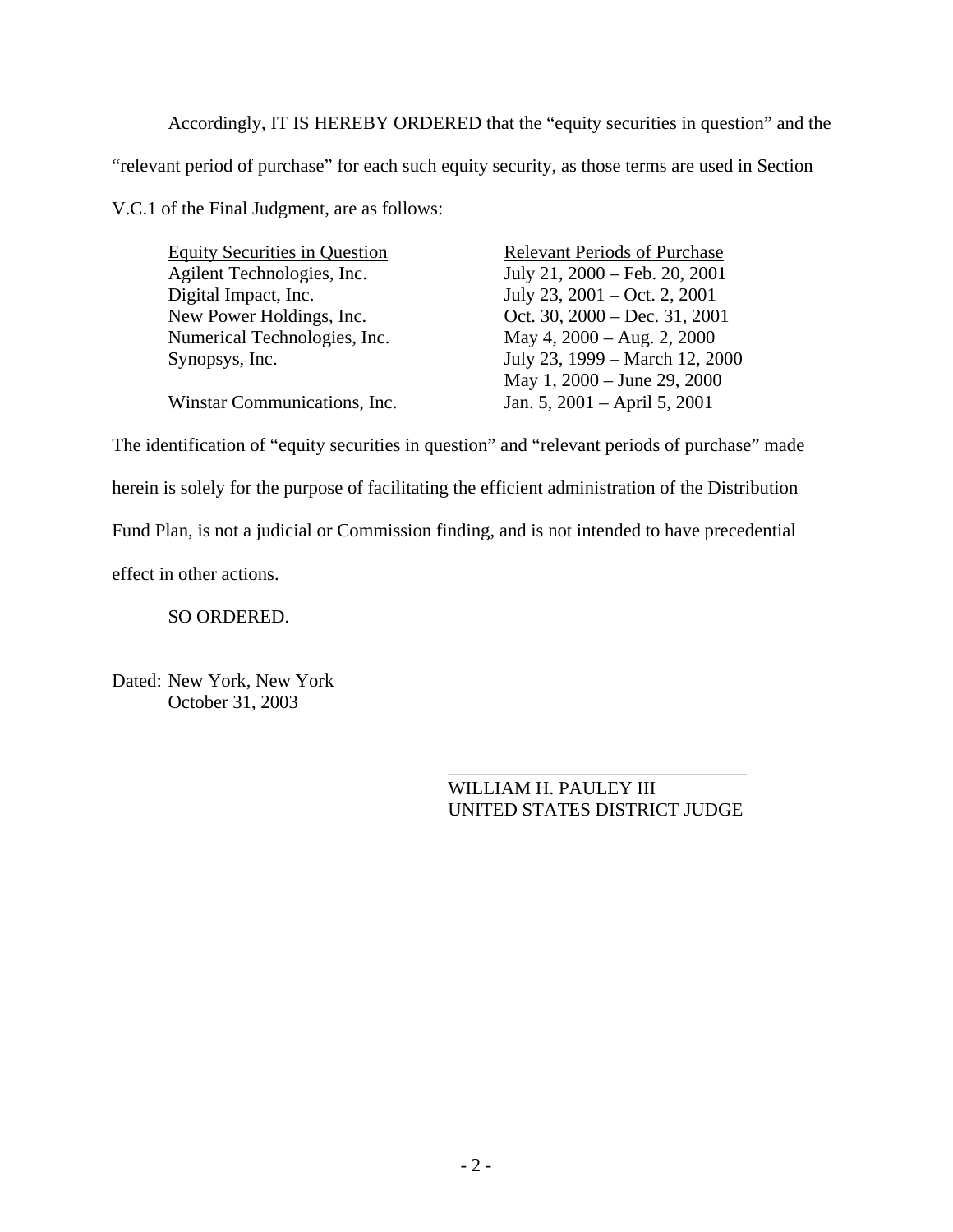Accordingly, IT IS HEREBY ORDERED that the "equity securities in question" and the "relevant period of purchase" for each such equity security, as those terms are used in Section V.C.1 of the Final Judgment, are as follows:

| Equity Securities in Question | Relevant Periods of Purchase |
|---|---|
| Agilent Technologies, Inc. | July 21, 2000 – Feb. 20, 2001 |
| Digital Impact, Inc. | July 23, 2001 – Oct. 2, 2001 |
| New Power Holdings, Inc. | Oct. 30, 2000 – Dec. 31, 2001 |
| Numerical Technologies, Inc. | May 4, 2000 – Aug. 2, 2000 |
| Synopsys, Inc. | July 23, 1999 – March 12, 2000 |
| | May 1, 2000 – June 29, 2000 |
| Winstar Communications, Inc. | Jan. 5, 2001 – April 5, 2001 |

The identification of "equity securities in question" and "relevant periods of purchase" made herein is solely for the purpose of facilitating the efficient administration of the Distribution Fund Plan, is not a judicial or Commission finding, and is not intended to have precedential effect in other actions.

SO ORDERED.

Dated: New York, New York
October 31, 2003

\_\_\_\_\_\_\_\_\_\_\_\_\_\_\_\_\_\_\_\_\_\_\_\_\_\_\_\_\_\_\_\_

WILLIAM H. PAULEY III
UNITED STATES DISTRICT JUDGE